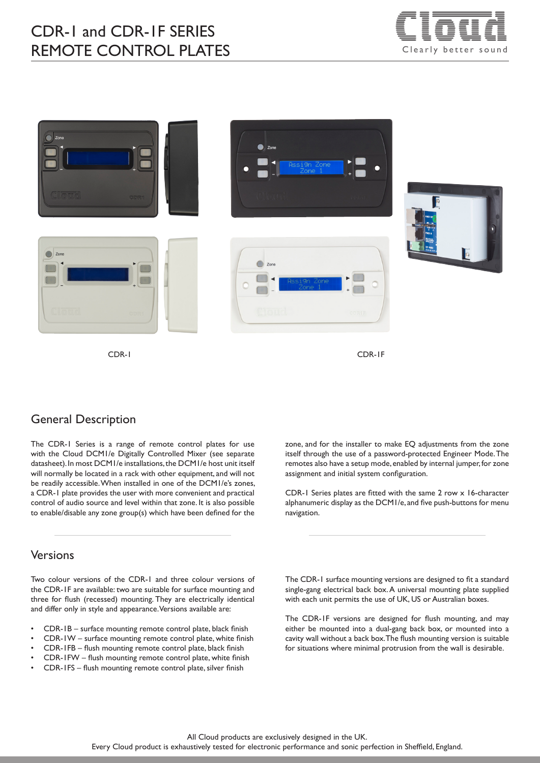# CDR-1 and CDR-1F SERIES REMOTE CONTROL PLATES

CDR-1

CDR-1F

## General Description

The CDR-1 Series is a range of remote control plates for use with the Cloud DCM1/e Digitally Controlled Mixer (see separate datasheet). In most DCM1/e installations, the DCM1/e host unit itself will normally be located in a rack with other equipment, and will not be readily accessible. When installed in one of the DCM1/e's zones, a CDR-1 plate provides the user with more convenient and practical control of audio source and level within that zone. It is also possible to enable/disable any zone group(s) which have been defined for the zone, and for the installer to make EQ adjustments from the zone itself through the use of a password-protected Engineer Mode. The remotes also have a setup mode, enabled by internal jumper, for zone assignment and initial system configuration.

CDR-1 Series plates are fitted with the same 2 row x 16-character alphanumeric display as the DCM1/e, and five push-buttons for menu navigation.

## Versions

Two colour versions of the CDR-1 and three colour versions of the CDR-1F are available: two are suitable for surface mounting and three for flush (recessed) mounting. They are electrically identical and differ only in style and appearance. Versions available are:

- CDR-1B – surface mounting remote control plate, black finish
- CDR-1W – surface mounting remote control plate, white finish
- CDR-1FB – flush mounting remote control plate, black finish
- CDR-1FW – flush mounting remote control plate, white finish
- CDR-1FS – flush mounting remote control plate, silver finish

The CDR-1 surface mounting versions are designed to fit a standard single-gang electrical back box. A universal mounting plate supplied with each unit permits the use of UK, US or Australian boxes.

The CDR-1F versions are designed for flush mounting, and may either be mounted into a dual-gang back box, or mounted into a cavity wall without a back box. The flush mounting version is suitable for situations where minimal protrusion from the wall is desirable.

All Cloud products are exclusively designed in the UK.
Every Cloud product is exhaustively tested for electronic performance and sonic perfection in Sheffield, England.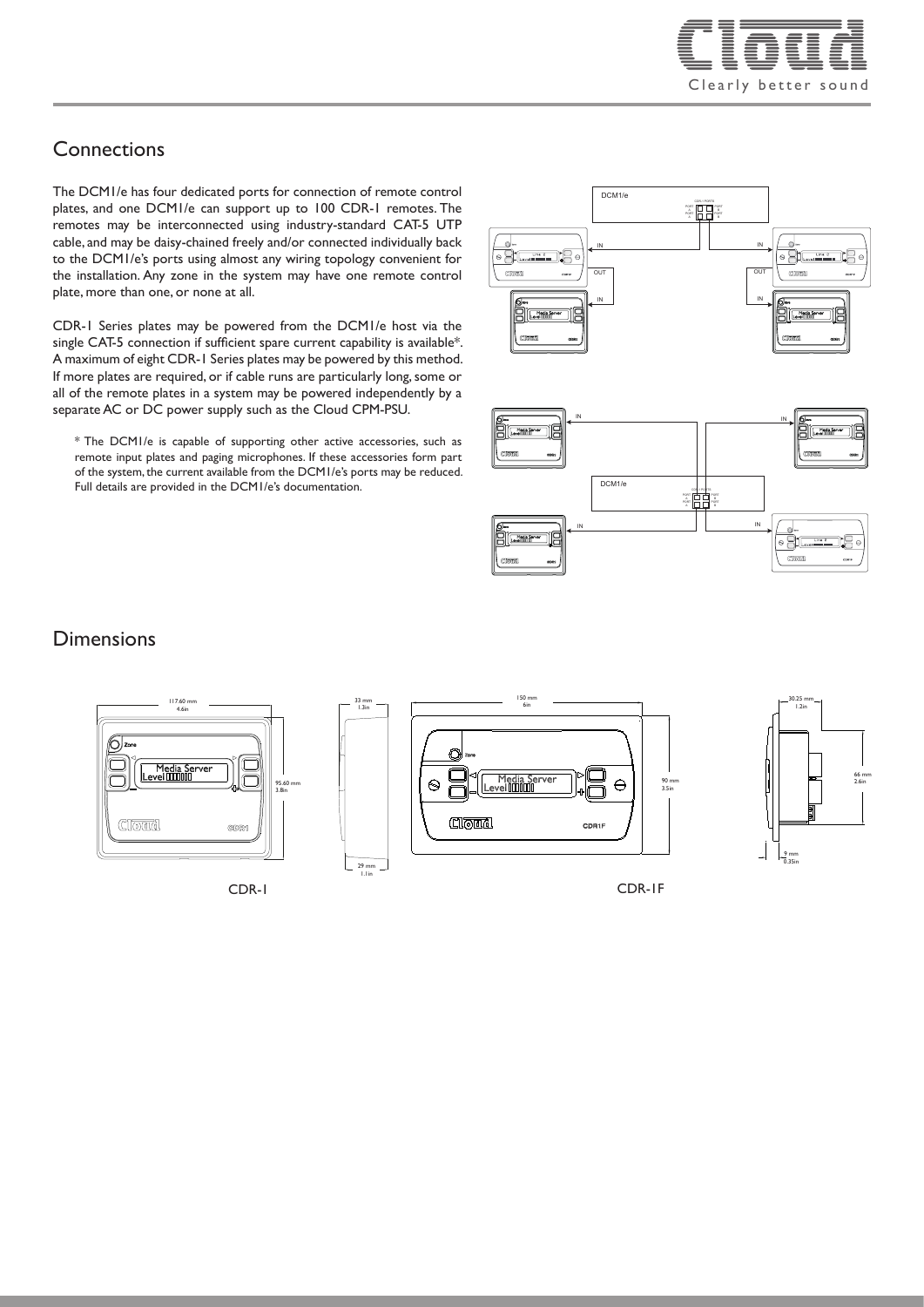## Connections

The DCM1/e has four dedicated ports for connection of remote control plates, and one DCM1/e can support up to 100 CDR-1 remotes. The remotes may be interconnected using industry-standard CAT-5 UTP cable, and may be daisy-chained freely and/or connected individually back to the DCM1/e's ports using almost any wiring topology convenient for the installation. Any zone in the system may have one remote control plate, more than one, or none at all.

CDR-1 Series plates may be powered from the DCM1/e host via the single CAT-5 connection if sufficient spare current capability is available*. A maximum of eight CDR-1 Series plates may be powered by this method. If more plates are required, or if cable runs are particularly long, some or all of the remote plates in a system may be powered independently by a separate AC or DC power supply such as the Cloud CPM-PSU.

* The DCM1/e is capable of supporting other active accessories, such as remote input plates and paging microphones. If these accessories form part of the system, the current available from the DCM1/e's ports may be reduced. Full details are provided in the DCM1/e's documentation.

## Dimensions

CDR-1: 117.60 mm (4.6in) wide, 95.60 mm (3.8in) high, 33 mm (1.3in) / 29 mm (1.1in) deep

CDR-1F: 150 mm (6in) wide, 90 mm (3.5in) high, 30.25 mm (1.2in) deep, 66 mm (2.6in), 9 mm (0.35in)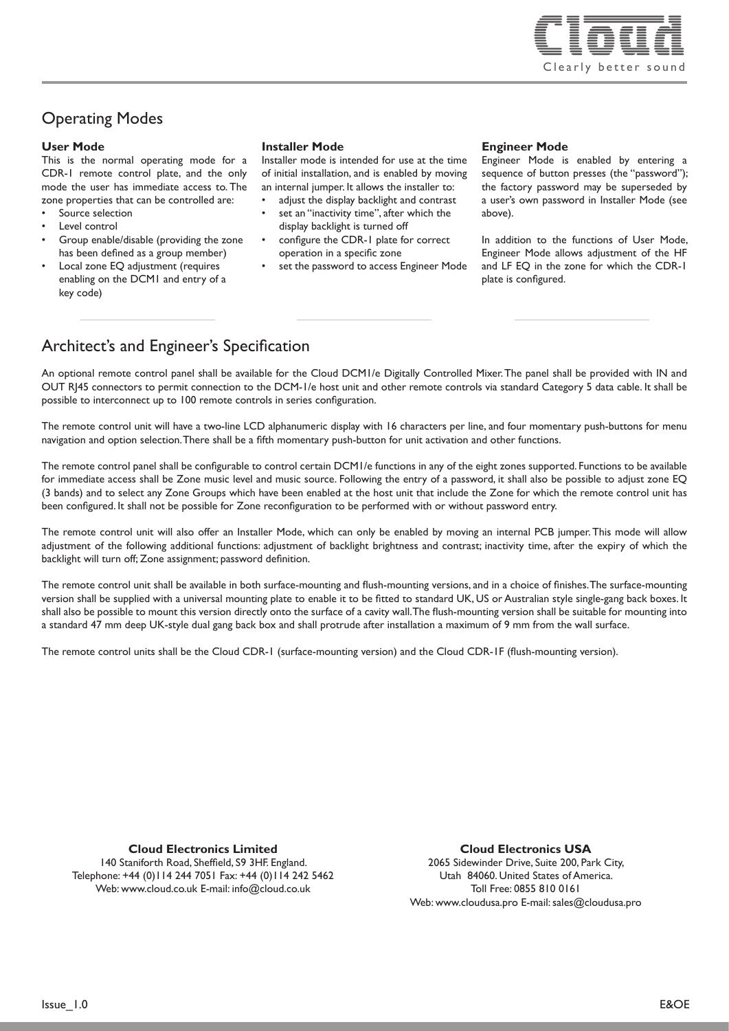## Operating Modes

### User Mode

This is the normal operating mode for a CDR-1 remote control plate, and the only mode the user has immediate access to. The zone properties that can be controlled are:

- Source selection
- Level control
- Group enable/disable (providing the zone has been defined as a group member)
- Local zone EQ adjustment (requires enabling on the DCM1 and entry of a key code)

### Installer Mode

Installer mode is intended for use at the time of initial installation, and is enabled by moving an internal jumper. It allows the installer to:

- adjust the display backlight and contrast
- set an "inactivity time", after which the display backlight is turned off
- configure the CDR-1 plate for correct operation in a specific zone
- set the password to access Engineer Mode

### Engineer Mode

Engineer Mode is enabled by entering a sequence of button presses (the "password"); the factory password may be superseded by a user's own password in Installer Mode (see above).

In addition to the functions of User Mode, Engineer Mode allows adjustment of the HF and LF EQ in the zone for which the CDR-1 plate is configured.

## Architect's and Engineer's Specification

An optional remote control panel shall be available for the Cloud DCM1/e Digitally Controlled Mixer. The panel shall be provided with IN and OUT RJ45 connectors to permit connection to the DCM-1/e host unit and other remote controls via standard Category 5 data cable. It shall be possible to interconnect up to 100 remote controls in series configuration.

The remote control unit will have a two-line LCD alphanumeric display with 16 characters per line, and four momentary push-buttons for menu navigation and option selection. There shall be a fifth momentary push-button for unit activation and other functions.

The remote control panel shall be configurable to control certain DCM1/e functions in any of the eight zones supported. Functions to be available for immediate access shall be Zone music level and music source. Following the entry of a password, it shall also be possible to adjust zone EQ (3 bands) and to select any Zone Groups which have been enabled at the host unit that include the Zone for which the remote control unit has been configured. It shall not be possible for Zone reconfiguration to be performed with or without password entry.

The remote control unit will also offer an Installer Mode, which can only be enabled by moving an internal PCB jumper. This mode will allow adjustment of the following additional functions: adjustment of backlight brightness and contrast; inactivity time, after the expiry of which the backlight will turn off; Zone assignment; password definition.

The remote control unit shall be available in both surface-mounting and flush-mounting versions, and in a choice of finishes. The surface-mounting version shall be supplied with a universal mounting plate to enable it to be fitted to standard UK, US or Australian style single-gang back boxes. It shall also be possible to mount this version directly onto the surface of a cavity wall. The flush-mounting version shall be suitable for mounting into a standard 47 mm deep UK-style dual gang back box and shall protrude after installation a maximum of 9 mm from the wall surface.

The remote control units shall be the Cloud CDR-1 (surface-mounting version) and the Cloud CDR-1F (flush-mounting version).

**Cloud Electronics Limited**
140 Staniforth Road, Sheffield, S9 3HF. England.
Telephone: +44 (0)114 244 7051 Fax: +44 (0)114 242 5462
Web: www.cloud.co.uk E-mail: info@cloud.co.uk

**Cloud Electronics USA**
2065 Sidewinder Drive, Suite 200, Park City,
Utah 84060. United States of America.
Toll Free: 0855 810 0161
Web: www.cloudusa.pro E-mail: sales@cloudusa.pro

Issue_1.0

E&OE